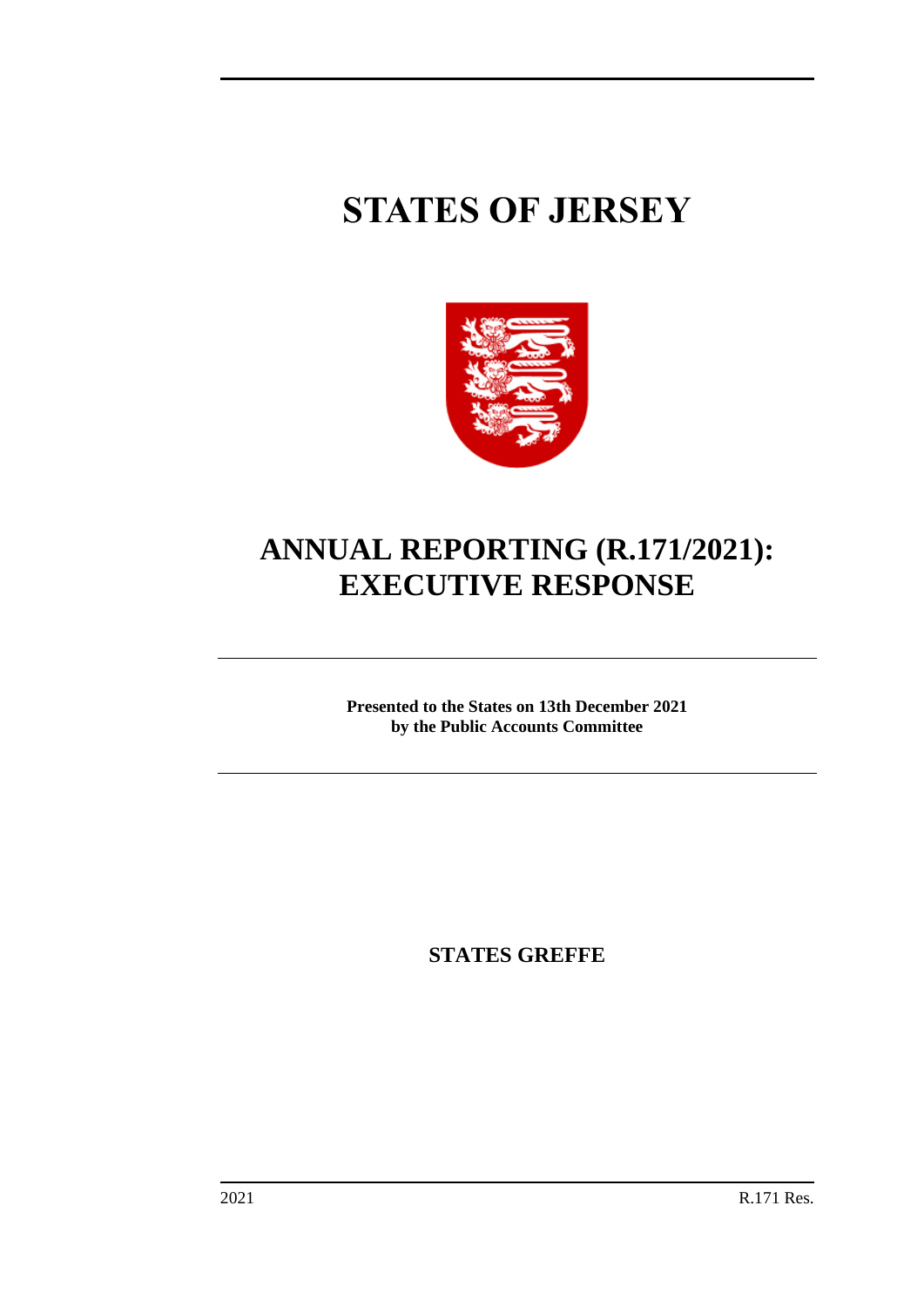# STATES OF JERSEY

# ANNUAL REPORTING (R.171/2021): EXECUTIVE RESPONSE

**Presented to the States on 13th December 2021**
**by the Public Accounts Committee**

**STATES GREFFE**

2021 R.171 Res.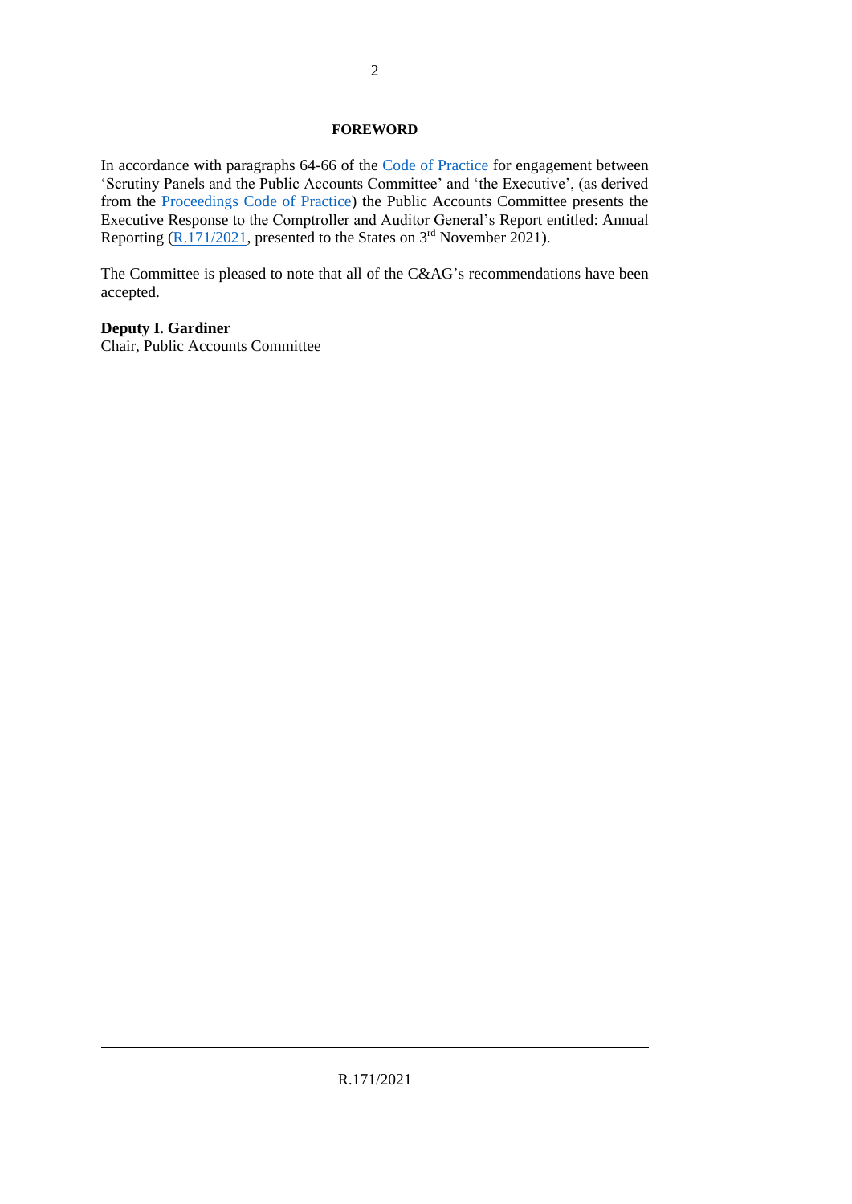## FOREWORD

In accordance with paragraphs 64-66 of the Code of Practice for engagement between 'Scrutiny Panels and the Public Accounts Committee' and 'the Executive', (as derived from the Proceedings Code of Practice) the Public Accounts Committee presents the Executive Response to the Comptroller and Auditor General's Report entitled: Annual Reporting (R.171/2021, presented to the States on 3rd November 2021).

The Committee is pleased to note that all of the C&AG's recommendations have been accepted.

**Deputy I. Gardiner**
Chair, Public Accounts Committee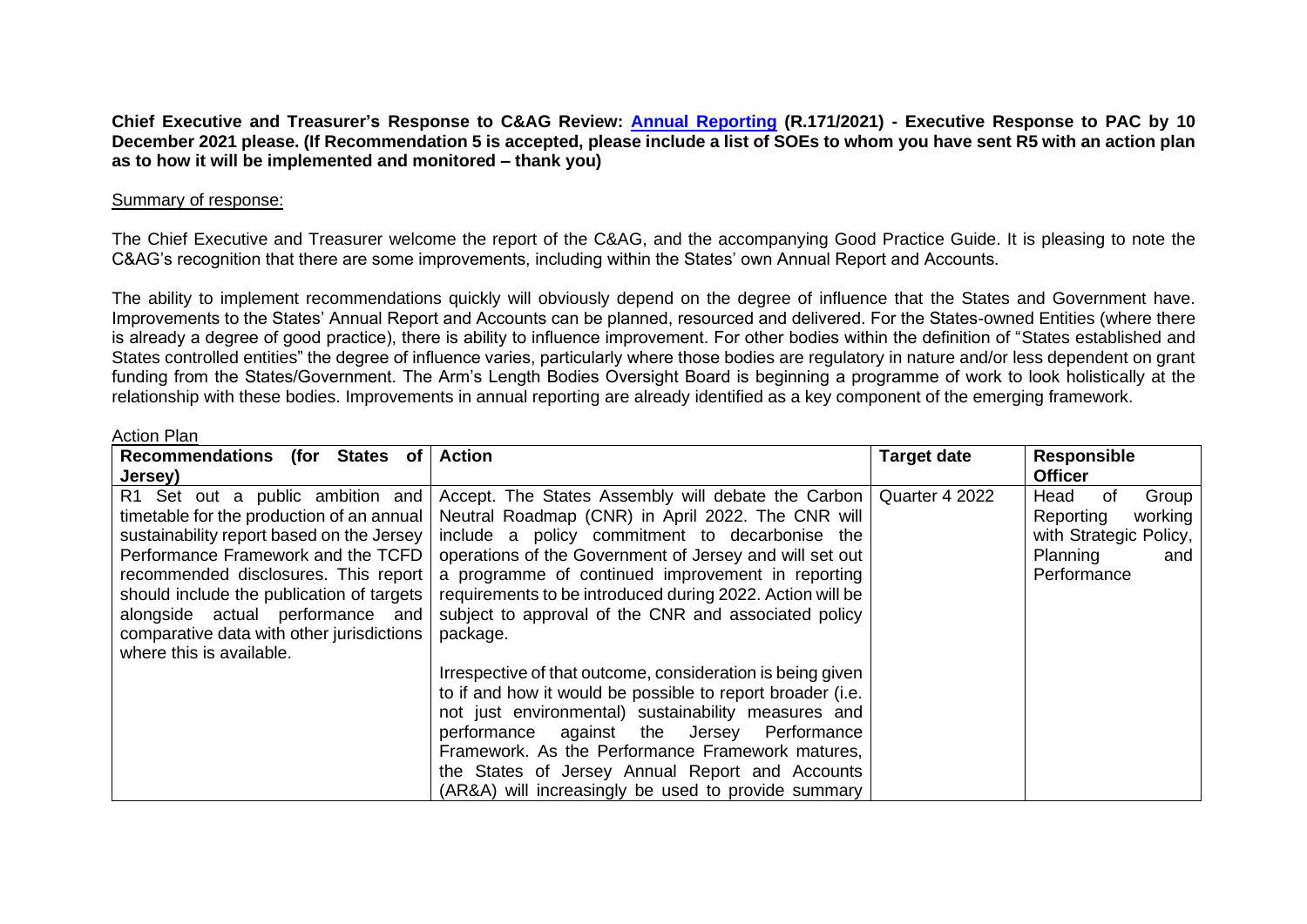**Chief Executive and Treasurer's Response to C&AG Review: Annual Reporting (R.171/2021) - Executive Response to PAC by 10 December 2021 please. (If Recommendation 5 is accepted, please include a list of SOEs to whom you have sent R5 with an action plan as to how it will be implemented and monitored – thank you)**

Summary of response:

The Chief Executive and Treasurer welcome the report of the C&AG, and the accompanying Good Practice Guide. It is pleasing to note the C&AG's recognition that there are some improvements, including within the States' own Annual Report and Accounts.

The ability to implement recommendations quickly will obviously depend on the degree of influence that the States and Government have. Improvements to the States' Annual Report and Accounts can be planned, resourced and delivered. For the States-owned Entities (where there is already a degree of good practice), there is ability to influence improvement. For other bodies within the definition of "States established and States controlled entities" the degree of influence varies, particularly where those bodies are regulatory in nature and/or less dependent on grant funding from the States/Government. The Arm's Length Bodies Oversight Board is beginning a programme of work to look holistically at the relationship with these bodies. Improvements in annual reporting are already identified as a key component of the emerging framework.

Action Plan

| Recommendations (for States of Jersey) | Action | Target date | Responsible Officer |
|---|---|---|---|
| R1 Set out a public ambition and timetable for the production of an annual sustainability report based on the Jersey Performance Framework and the TCFD recommended disclosures. This report should include the publication of targets alongside actual performance and comparative data with other jurisdictions where this is available. | Accept. The States Assembly will debate the Carbon Neutral Roadmap (CNR) in April 2022. The CNR will include a policy commitment to decarbonise the operations of the Government of Jersey and will set out a programme of continued improvement in reporting requirements to be introduced during 2022. Action will be subject to approval of the CNR and associated policy package.<br><br>Irrespective of that outcome, consideration is being given to if and how it would be possible to report broader (i.e. not just environmental) sustainability measures and performance against the Jersey Performance Framework. As the Performance Framework matures, the States of Jersey Annual Report and Accounts (AR&A) will increasingly be used to provide summary | Quarter 4 2022 | Head of Group Reporting working with Strategic Policy, Planning and Performance |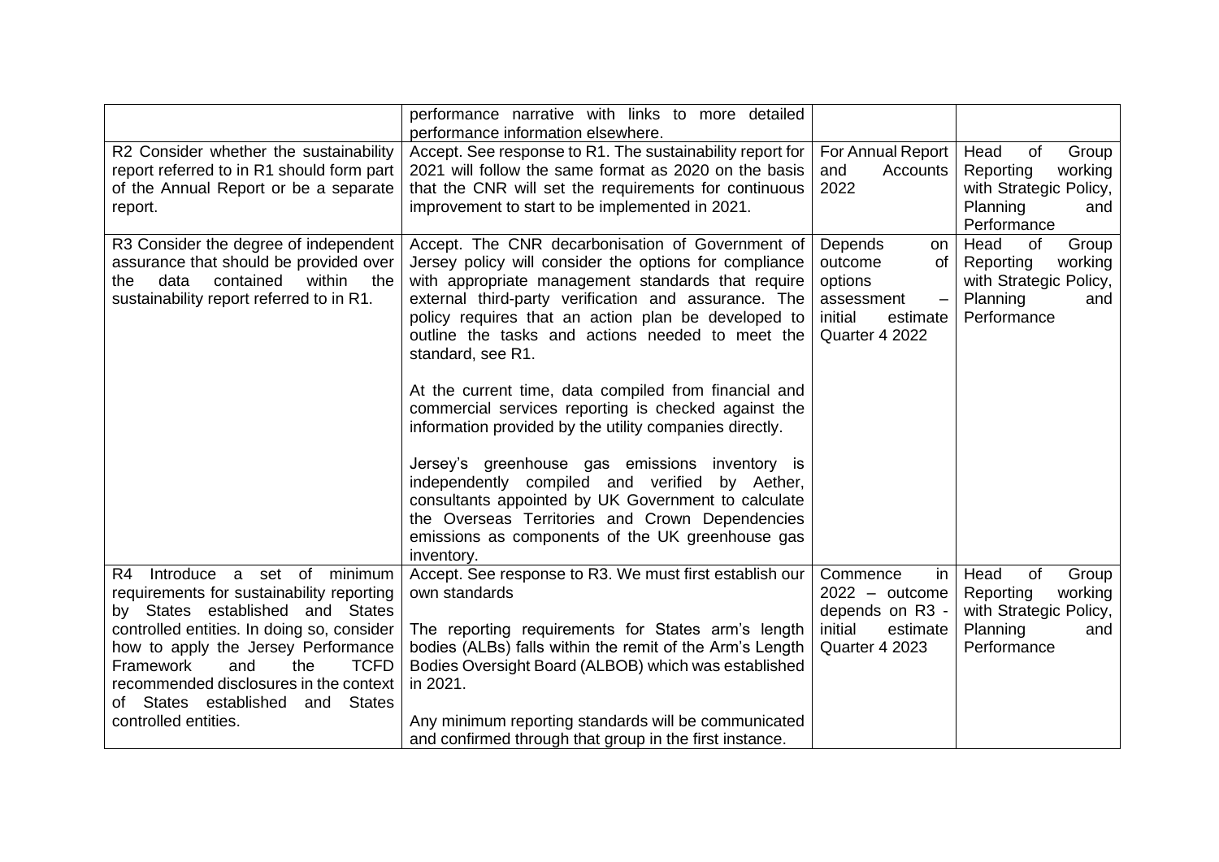|  |  |  |  |
|---|---|---|---|
|  | performance narrative with links to more detailed performance information elsewhere. |  |  |
| R2 Consider whether the sustainability report referred to in R1 should form part of the Annual Report or be a separate report. | Accept. See response to R1. The sustainability report for 2021 will follow the same format as 2020 on the basis that the CNR will set the requirements for continuous improvement to start to be implemented in 2021. | For Annual Report and Accounts 2022 | Head of Group Reporting working with Strategic Policy, Planning and Performance |
| R3 Consider the degree of independent assurance that should be provided over the data contained within the sustainability report referred to in R1. | Accept. The CNR decarbonisation of Government of Jersey policy will consider the options for compliance with appropriate management standards that require external third-party verification and assurance. The policy requires that an action plan be developed to outline the tasks and actions needed to meet the standard, see R1.<br><br>At the current time, data compiled from financial and commercial services reporting is checked against the information provided by the utility companies directly.<br><br>Jersey's greenhouse gas emissions inventory is independently compiled and verified by Aether, consultants appointed by UK Government to calculate the Overseas Territories and Crown Dependencies emissions as components of the UK greenhouse gas inventory. | Depends on outcome of options assessment – initial estimate Quarter 4 2022 | Head of Group Reporting working with Strategic Policy, Planning and Performance |
| R4 Introduce a set of minimum requirements for sustainability reporting by States established and States controlled entities. In doing so, consider how to apply the Jersey Performance Framework and the TCFD recommended disclosures in the context of States established and States controlled entities. | Accept. See response to R3. We must first establish our own standards<br><br>The reporting requirements for States arm's length bodies (ALBs) falls within the remit of the Arm's Length Bodies Oversight Board (ALBOB) which was established in 2021.<br><br>Any minimum reporting standards will be communicated and confirmed through that group in the first instance. | Commence in 2022 – outcome depends on R3 - initial estimate Quarter 4 2023 | Head of Group Reporting working with Strategic Policy, Planning and Performance |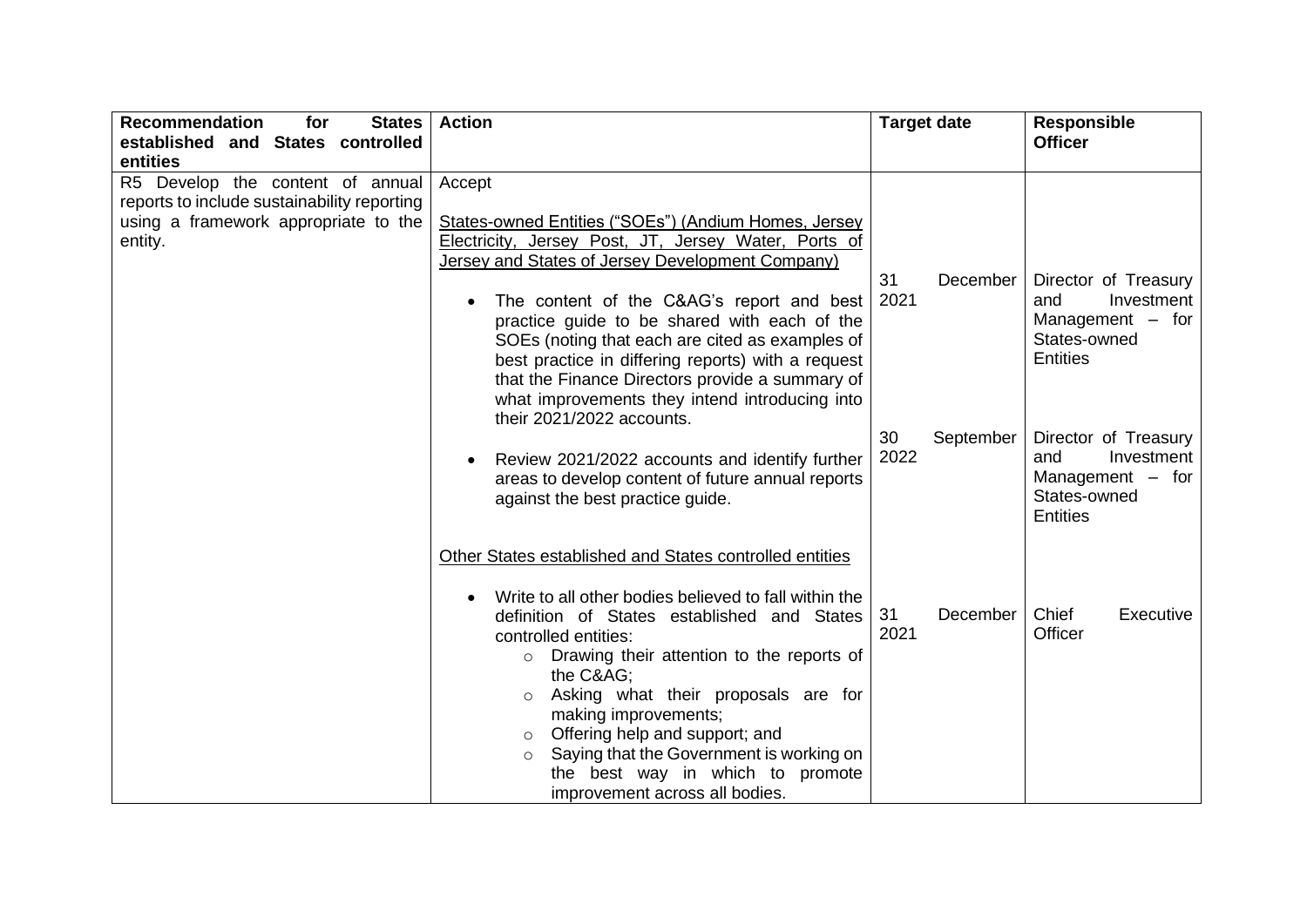| Recommendation for States established and States controlled entities | Action | Target date | Responsible Officer |
|---|---|---|---|
| R5 Develop the content of annual reports to include sustainability reporting using a framework appropriate to the entity. | Accept<br><br>States-owned Entities ("SOEs") (Andium Homes, Jersey Electricity, Jersey Post, JT, Jersey Water, Ports of Jersey and States of Jersey Development Company)<br><br>• The content of the C&AG's report and best practice guide to be shared with each of the SOEs (noting that each are cited as examples of best practice in differing reports) with a request that the Finance Directors provide a summary of what improvements they intend introducing into their 2021/2022 accounts.<br><br>• Review 2021/2022 accounts and identify further areas to develop content of future annual reports against the best practice guide.<br><br>Other States established and States controlled entities<br><br>• Write to all other bodies believed to fall within the definition of States established and States controlled entities:<br>&nbsp;&nbsp;○ Drawing their attention to the reports of the C&AG;<br>&nbsp;&nbsp;○ Asking what their proposals are for making improvements;<br>&nbsp;&nbsp;○ Offering help and support; and<br>&nbsp;&nbsp;○ Saying that the Government is working on the best way in which to promote improvement across all bodies. | 31 December 2021<br><br>30 September 2022<br><br>31 December 2021 | Director of Treasury and Investment Management – for States-owned Entities<br><br>Director of Treasury and Investment Management – for States-owned Entities<br><br>Chief Executive Officer |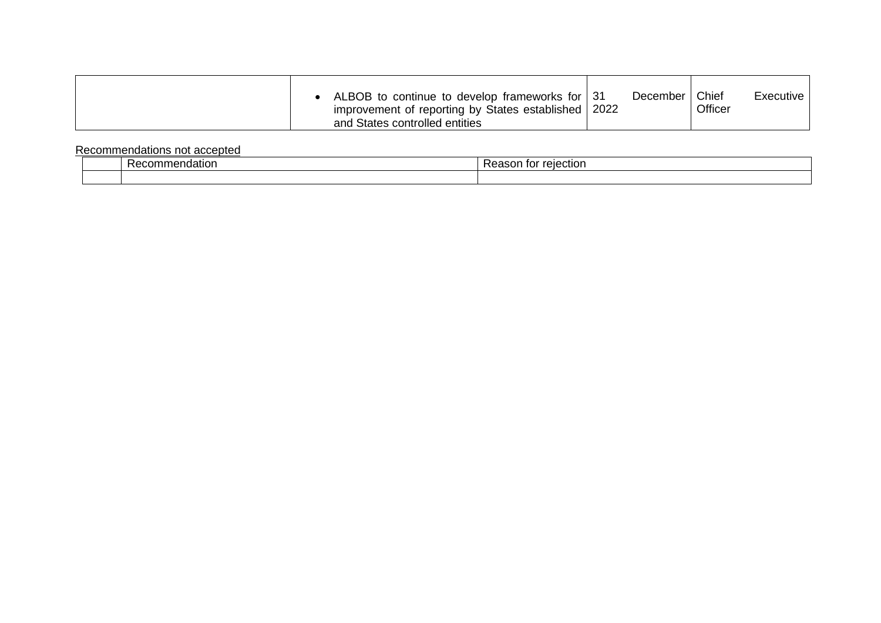| | | | |
|---|---|---|---|
| | • ALBOB to continue to develop frameworks for improvement of reporting by States established and States controlled entities | 31 December 2022 | Chief Executive Officer |

Recommendations not accepted

| | Recommendation | Reason for rejection |
|---|---|---|
| | | |